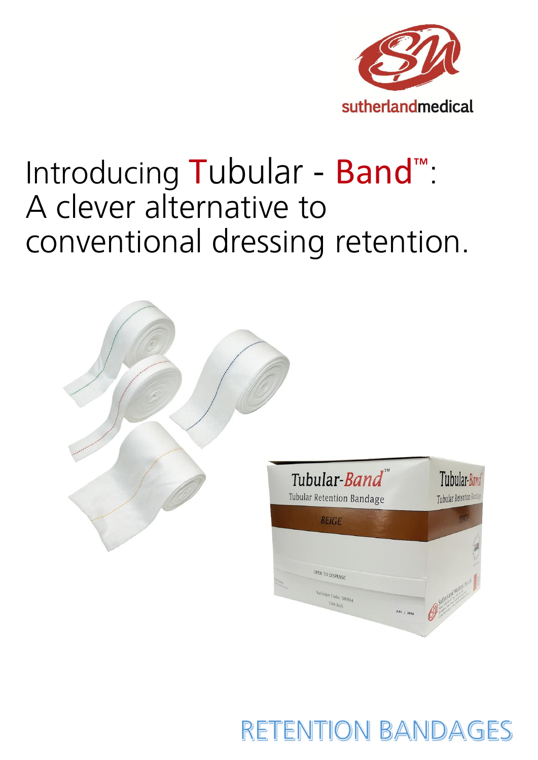sutherlandmedical

# Introducing Tubular - Band™: A clever alternative to conventional dressing retention.

RETENTION BANDAGES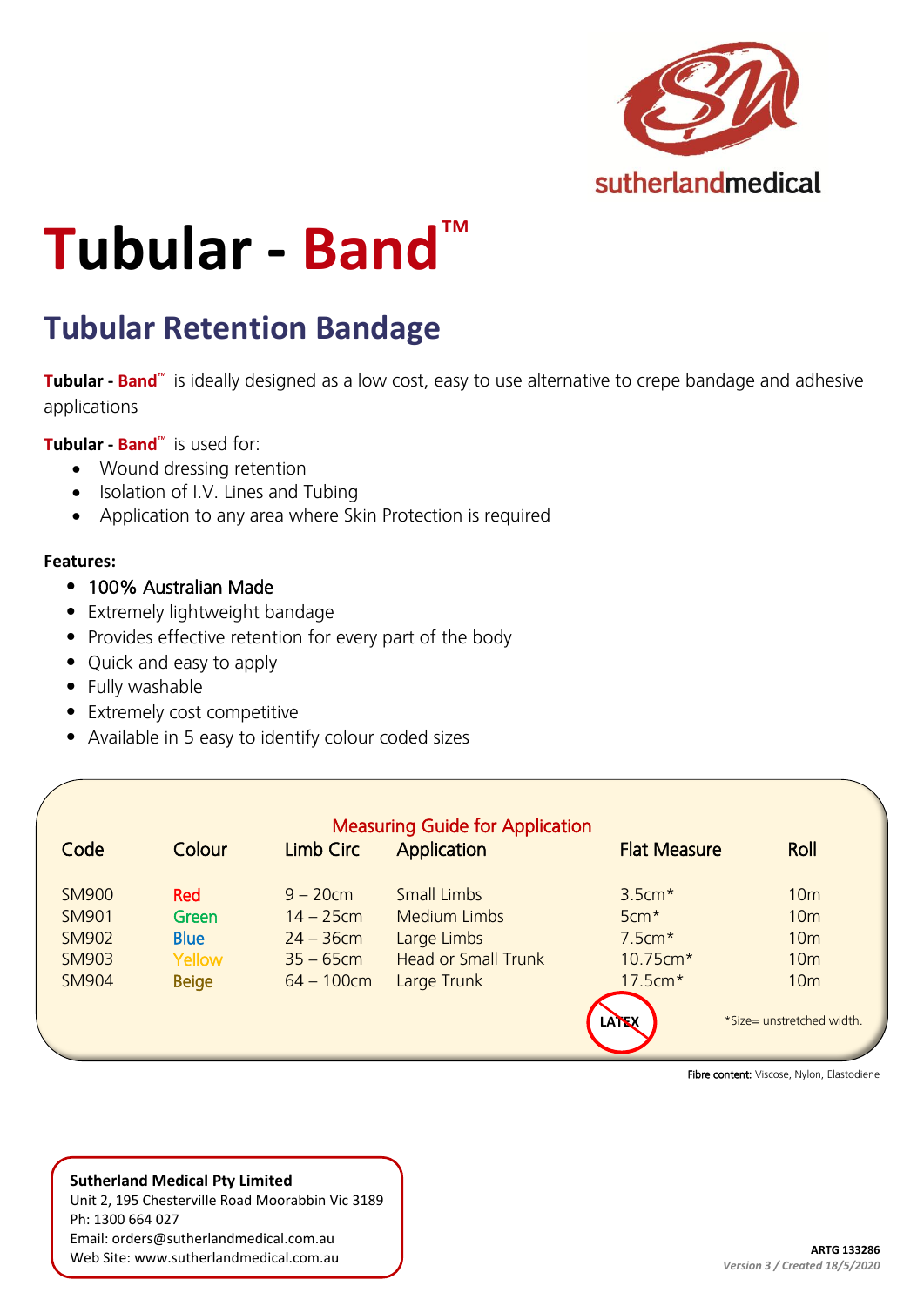sutherlandmedical

# Tubular - Band™

## Tubular Retention Bandage

**Tubular - Band™** is ideally designed as a low cost, easy to use alternative to crepe bandage and adhesive applications

**Tubular - Band™** is used for:

- Wound dressing retention
- Isolation of I.V. Lines and Tubing
- Application to any area where Skin Protection is required

**Features:**

- 100% Australian Made
- Extremely lightweight bandage
- Provides effective retention for every part of the body
- Quick and easy to apply
- Fully washable
- Extremely cost competitive
- Available in 5 easy to identify colour coded sizes

Measuring Guide for Application

| Code | Colour | Limb Circ | Application | Flat Measure | Roll |
|---|---|---|---|---|---|
| SM900 | Red | 9 – 20cm | Small Limbs | 3.5cm* | 10m |
| SM901 | Green | 14 – 25cm | Medium Limbs | 5cm* | 10m |
| SM902 | Blue | 24 – 36cm | Large Limbs | 7.5cm* | 10m |
| SM903 | Yellow | 35 – 65cm | Head or Small Trunk | 10.75cm* | 10m |
| SM904 | Beige | 64 – 100cm | Large Trunk | 17.5cm* | 10m |

LATEX

*Size= unstretched width.

Fibre content: Viscose, Nylon, Elastodiene

**Sutherland Medical Pty Limited**
Unit 2, 195 Chesterville Road Moorabbin Vic 3189
Ph: 1300 664 027
Email: orders@sutherlandmedical.com.au
Web Site: www.sutherlandmedical.com.au

**ARTG 133286**
*Version 3 / Created 18/5/2020*